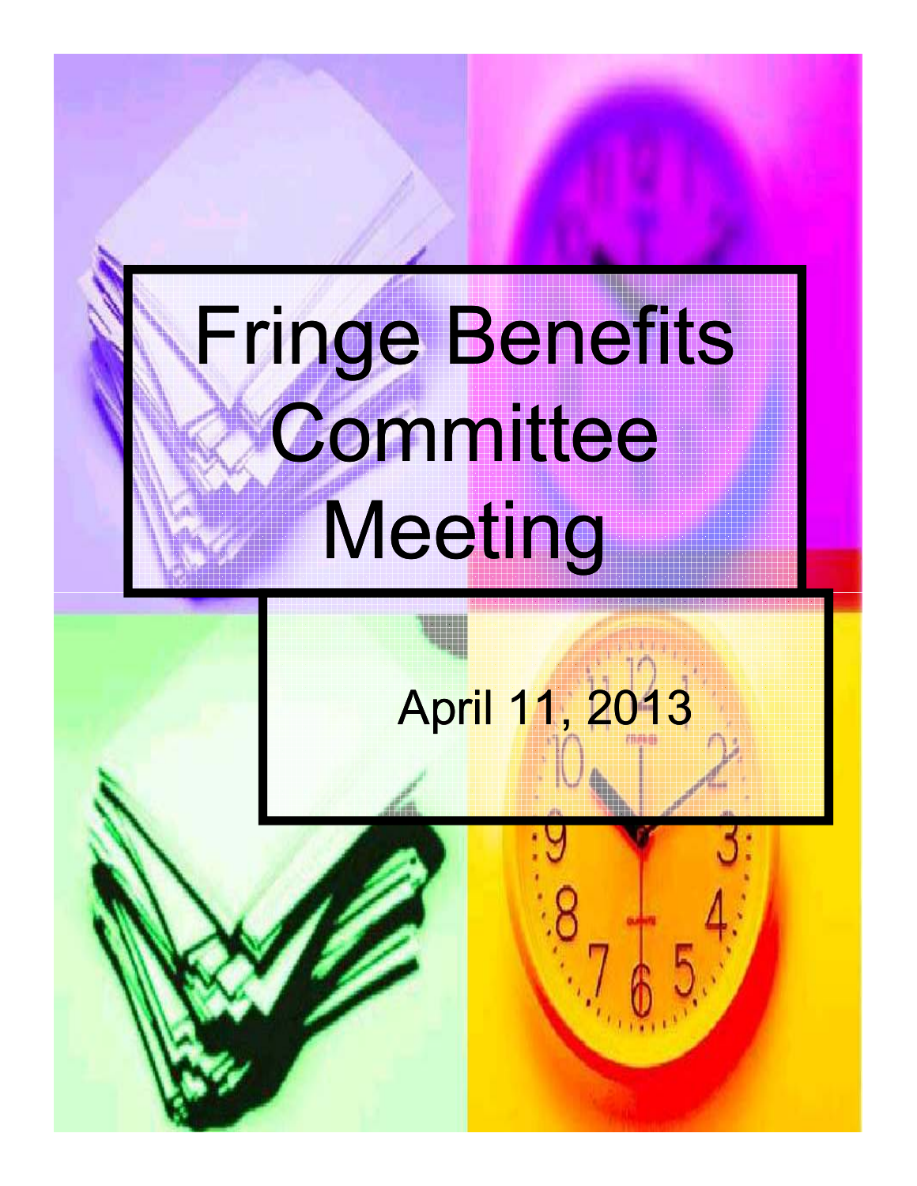# Fringe Benefits Committee Meeting

April 11, 2013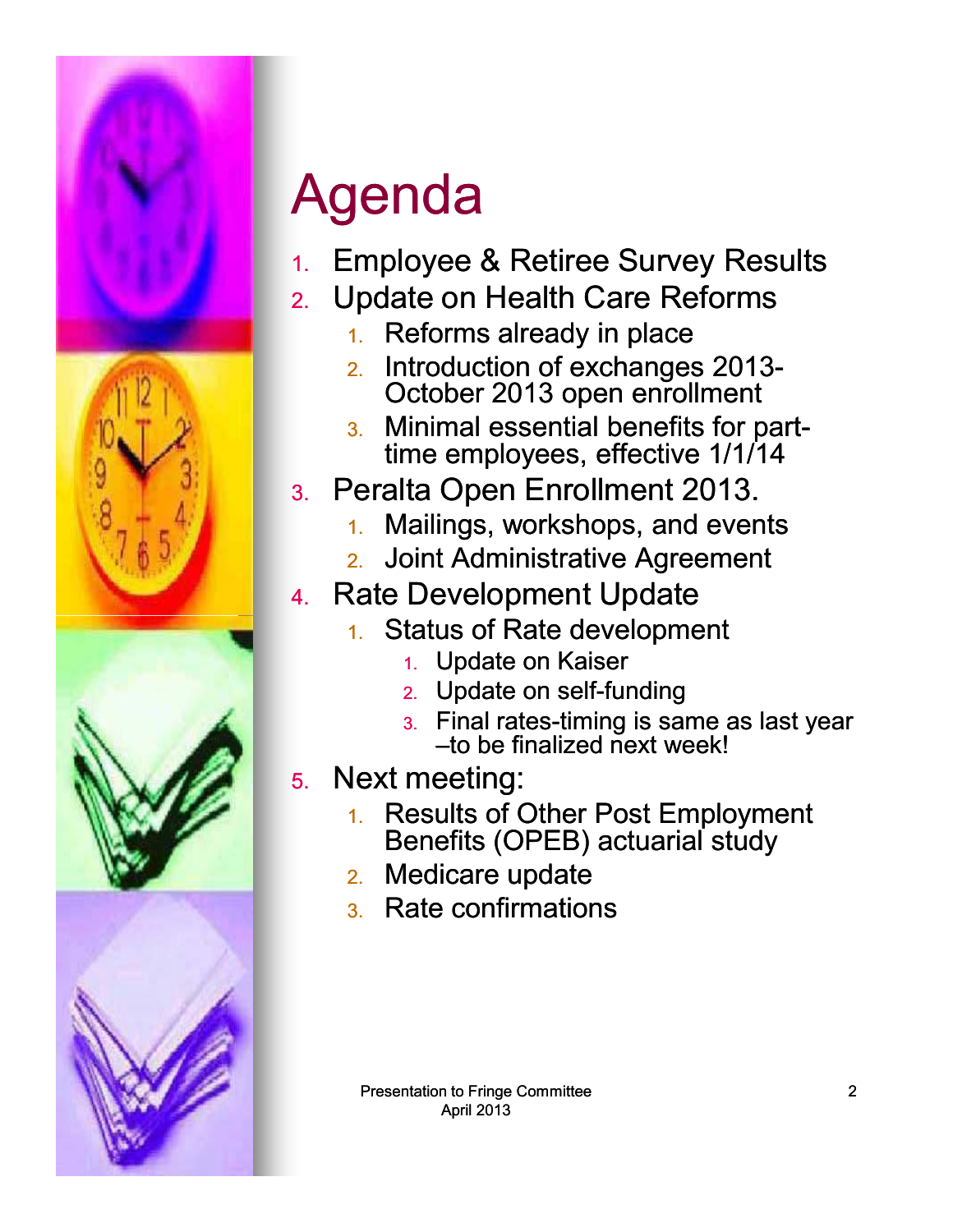# Agenda

1. Employee & Retiree Survey Results
2. Update on Health Care Reforms
   1. Reforms already in place
   2. Introduction of exchanges 2013- October 2013 open enrollment
   3. Minimal essential benefits for part-time employees, effective 1/1/14
3. Peralta Open Enrollment 2013.
   1. Mailings, workshops, and events
   2. Joint Administrative Agreement
4. Rate Development Update
   1. Status of Rate development
      1. Update on Kaiser
      2. Update on self-funding
      3. Final rates-timing is same as last year –to be finalized next week!
5. Next meeting:
   1. Results of Other Post Employment Benefits (OPEB) actuarial study
   2. Medicare update
   3. Rate confirmations

Presentation to Fringe Committee
April 2013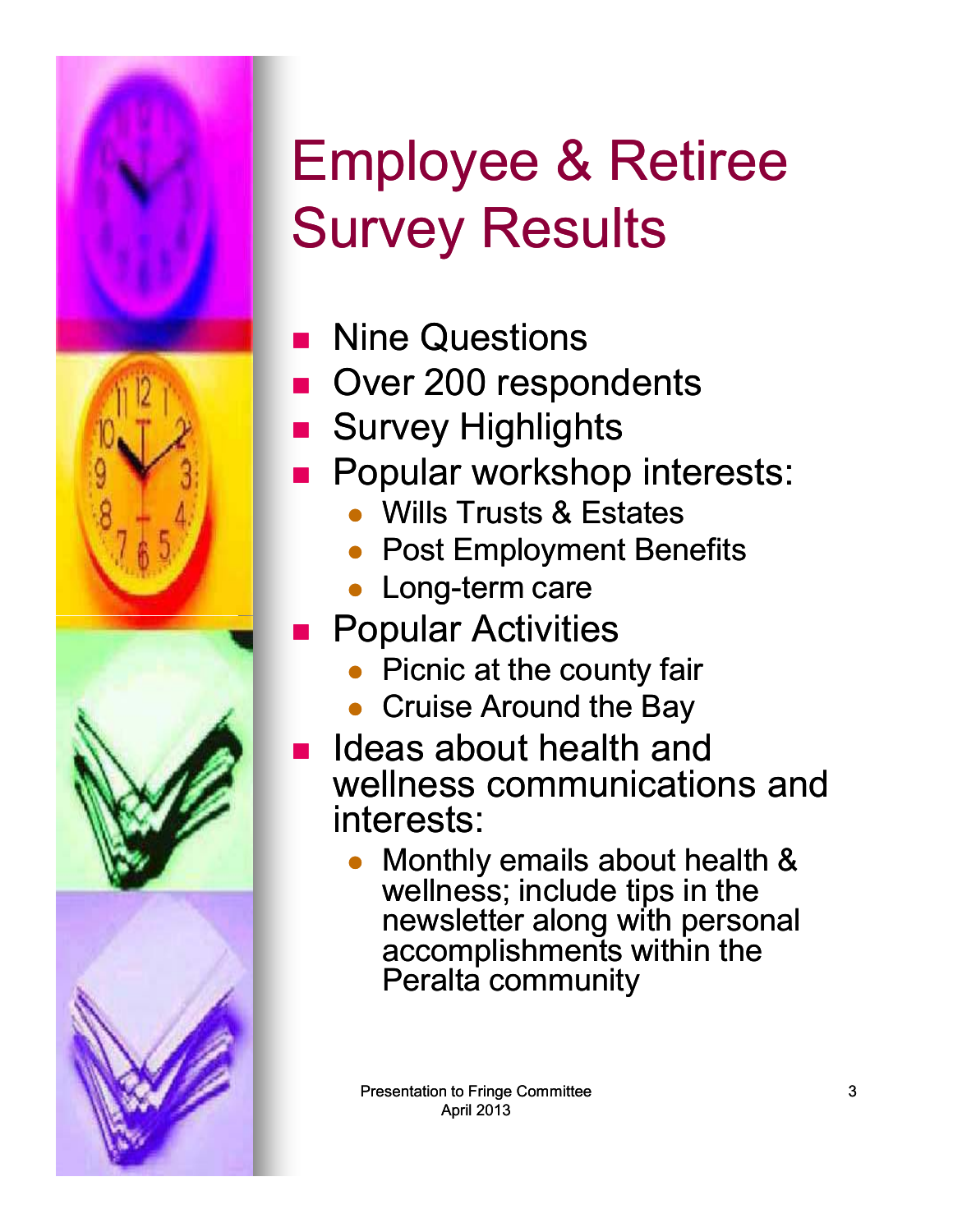# Employee & Retiree Survey Results

- Nine Questions
- Over 200 respondents
- Survey Highlights
- Popular workshop interests:
  - Wills Trusts & Estates
  - Post Employment Benefits
  - Long-term care
- Popular Activities
  - Picnic at the county fair
  - Cruise Around the Bay
- Ideas about health and wellness communications and interests:
  - Monthly emails about health & wellness; include tips in the newsletter along with personal accomplishments within the Peralta community

Presentation to Fringe Committee
April 2013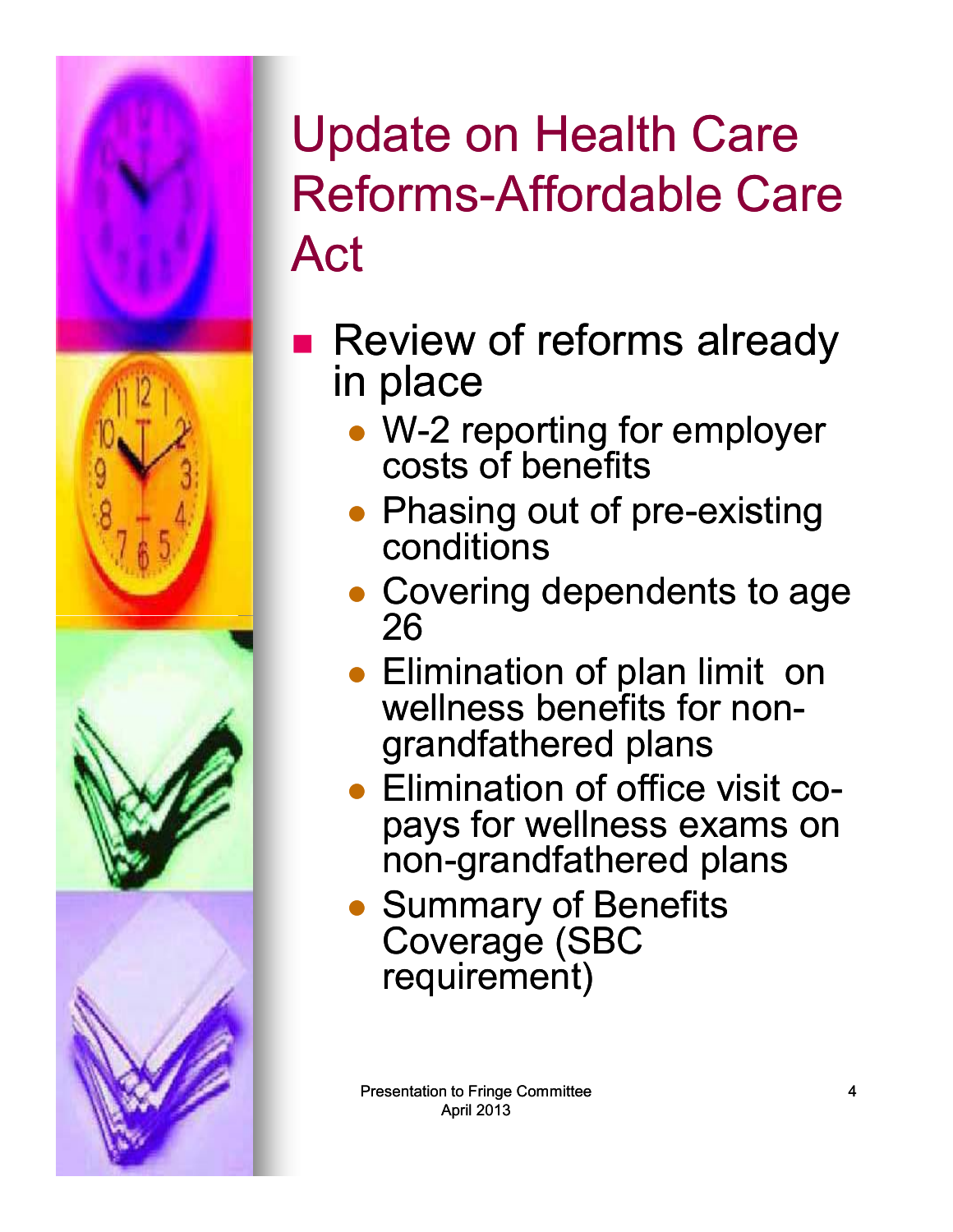# Update on Health Care Reforms-Affordable Care Act

- Review of reforms already in place
  - W-2 reporting for employer costs of benefits
  - Phasing out of pre-existing conditions
  - Covering dependents to age 26
  - Elimination of plan limit on wellness benefits for non-grandfathered plans
  - Elimination of office visit co-pays for wellness exams on non-grandfathered plans
  - Summary of Benefits Coverage (SBC requirement)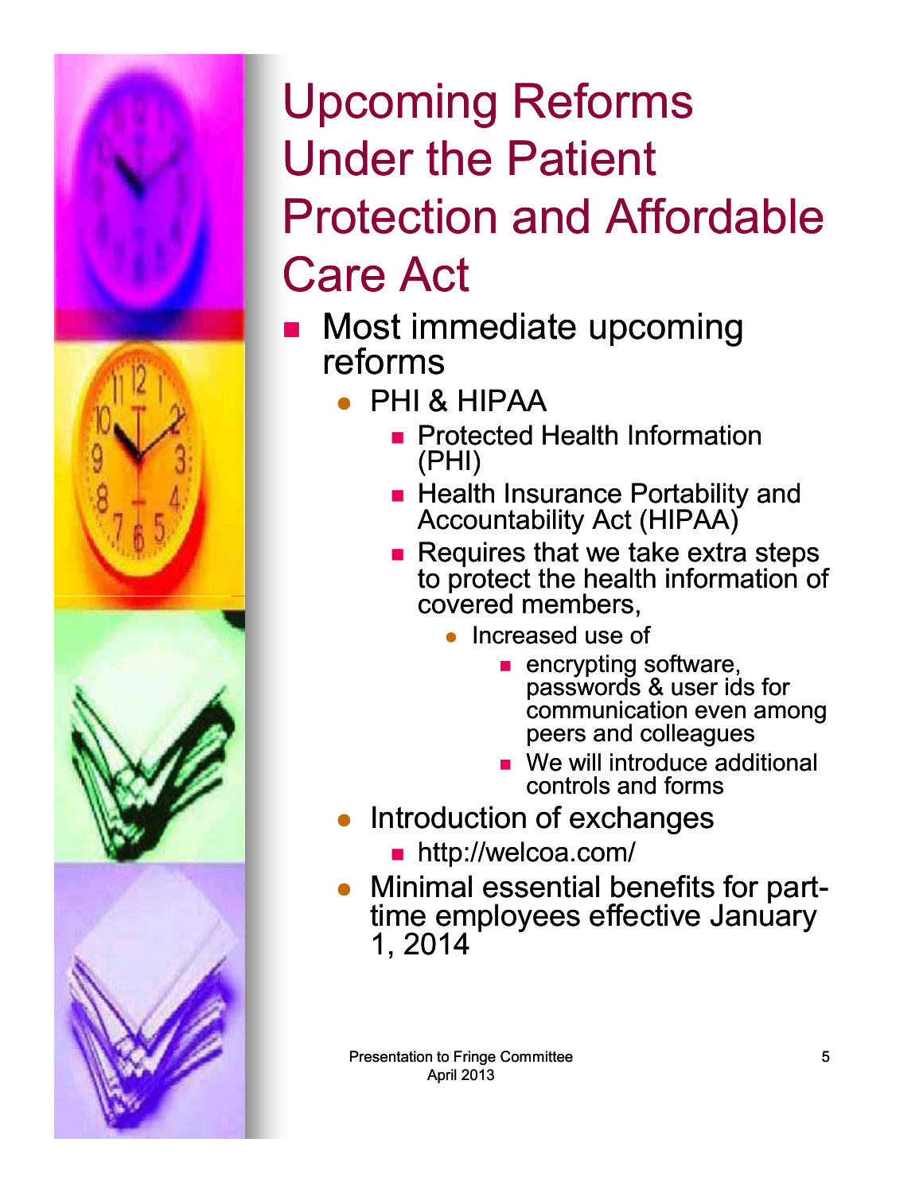# Upcoming Reforms Under the Patient Protection and Affordable Care Act

- Most immediate upcoming reforms
  - PHI & HIPAA
    - Protected Health Information (PHI)
    - Health Insurance Portability and Accountability Act (HIPAA)
    - Requires that we take extra steps to protect the health information of covered members,
      - Increased use of
        - encrypting software, passwords & user ids for communication even among peers and colleagues
        - We will introduce additional controls and forms
  - Introduction of exchanges
    - http://welcoa.com/
  - Minimal essential benefits for part-time employees effective January 1, 2014

Presentation to Fringe Committee
April 2013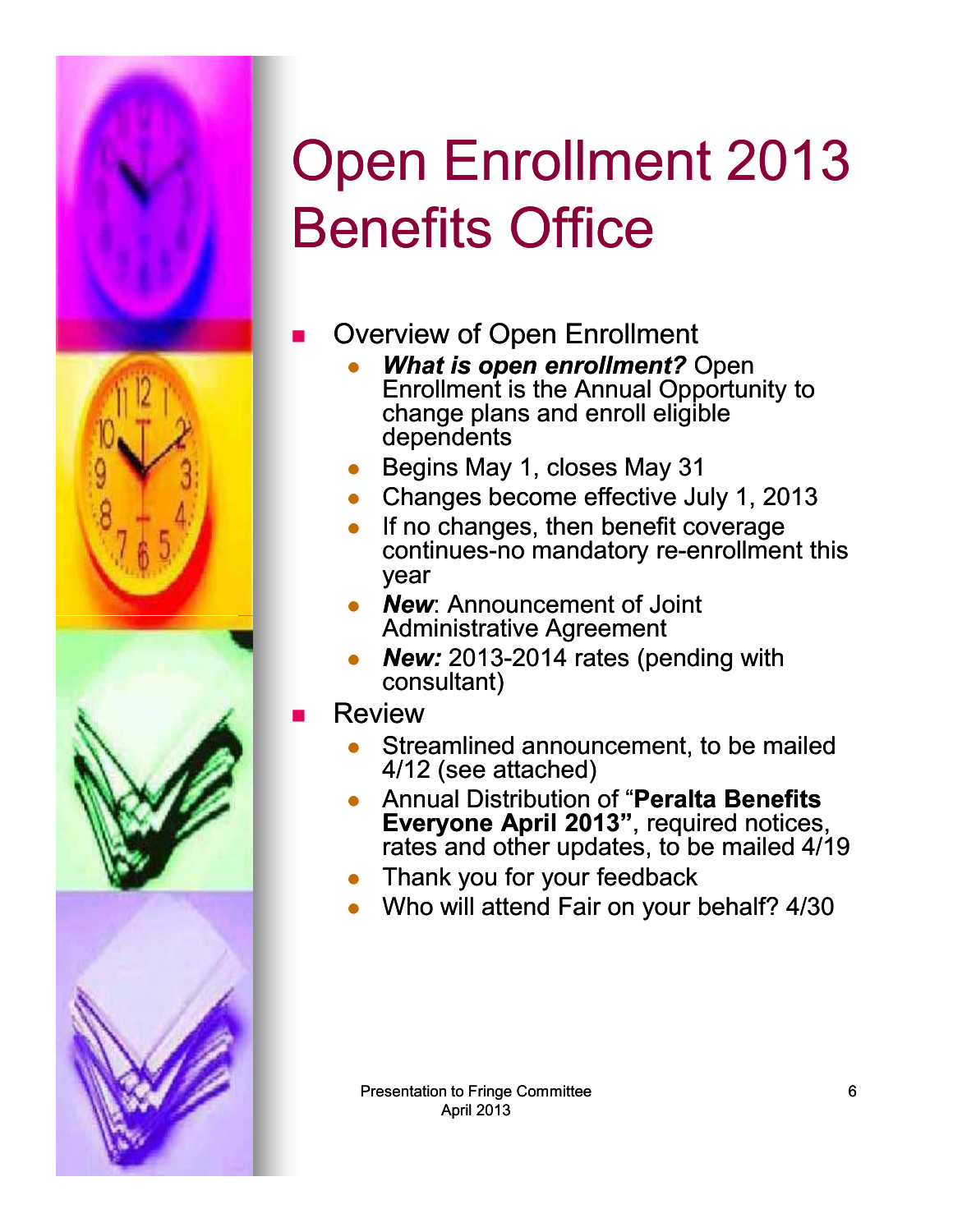# Open Enrollment 2013 Benefits Office

- Overview of Open Enrollment
  - ***What is open enrollment?*** Open Enrollment is the Annual Opportunity to change plans and enroll eligible dependents
  - Begins May 1, closes May 31
  - Changes become effective July 1, 2013
  - If no changes, then benefit coverage continues-no mandatory re-enrollment this year
  - ***New***: Announcement of Joint Administrative Agreement
  - ***New:*** 2013-2014 rates (pending with consultant)
- Review
  - Streamlined announcement, to be mailed 4/12 (see attached)
  - Annual Distribution of "**Peralta Benefits Everyone April 2013"**, required notices, rates and other updates, to be mailed 4/19
  - Thank you for your feedback
  - Who will attend Fair on your behalf? 4/30

Presentation to Fringe Committee
April 2013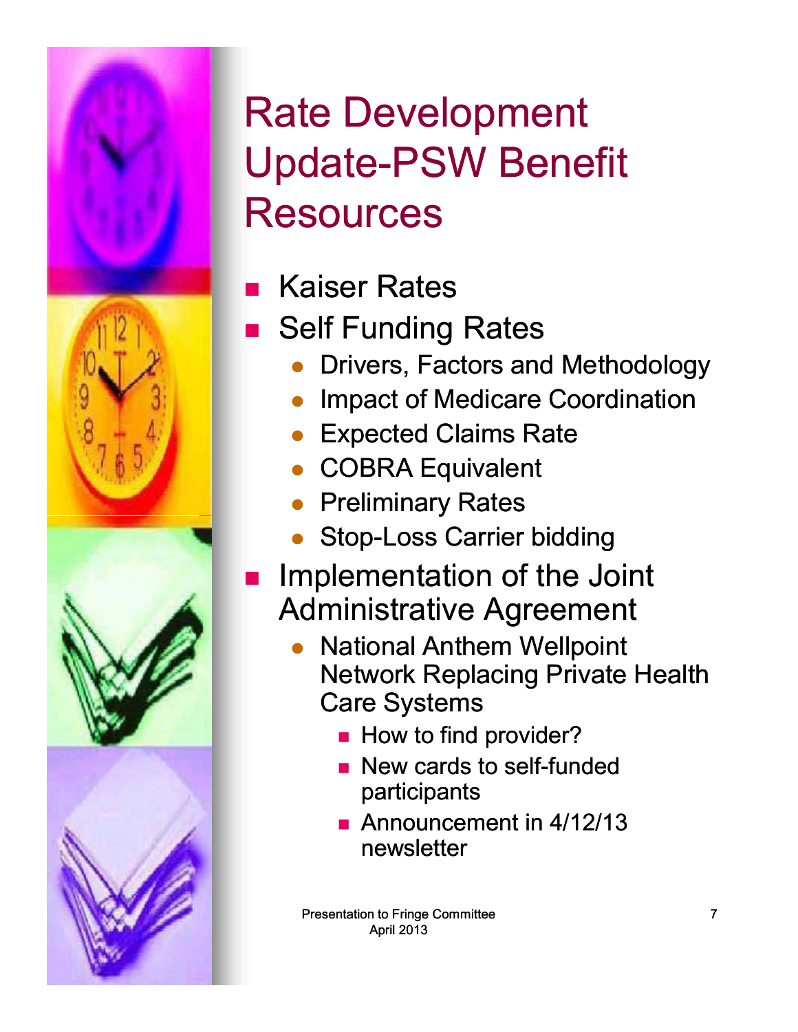# Rate Development Update-PSW Benefit Resources

- Kaiser Rates
- Self Funding Rates
  - Drivers, Factors and Methodology
  - Impact of Medicare Coordination
  - Expected Claims Rate
  - COBRA Equivalent
  - Preliminary Rates
  - Stop-Loss Carrier bidding
- Implementation of the Joint Administrative Agreement
  - National Anthem Wellpoint Network Replacing Private Health Care Systems
    - How to find provider?
    - New cards to self-funded participants
    - Announcement in 4/12/13 newsletter

Presentation to Fringe Committee
April 2013